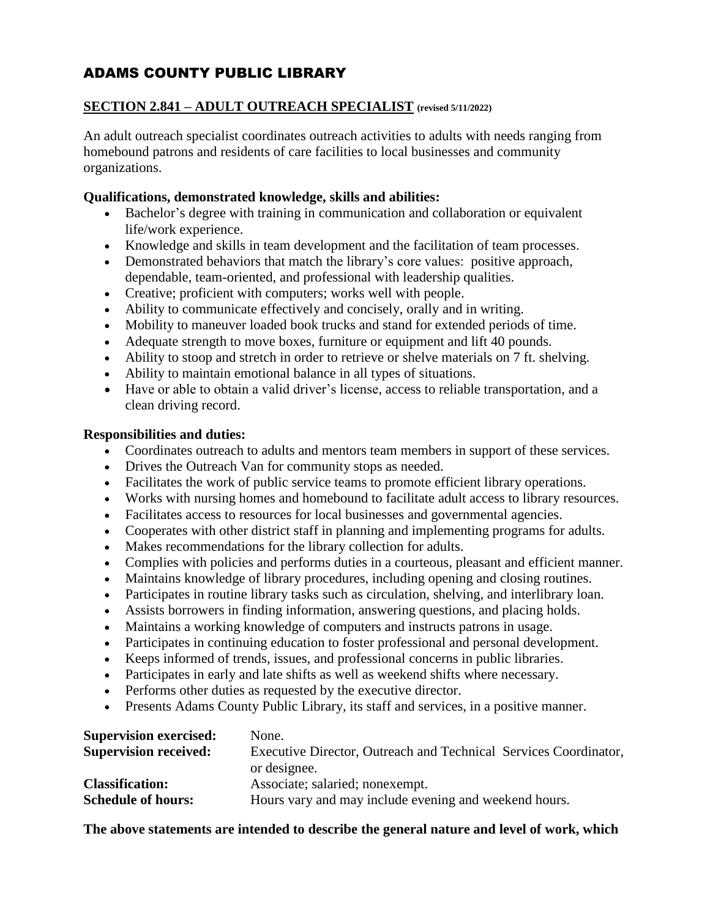# ADAMS COUNTY PUBLIC LIBRARY

## SECTION 2.841 – ADULT OUTREACH SPECIALIST (revised 5/11/2022)

An adult outreach specialist coordinates outreach activities to adults with needs ranging from homebound patrons and residents of care facilities to local businesses and community organizations.

**Qualifications, demonstrated knowledge, skills and abilities:**

- Bachelor's degree with training in communication and collaboration or equivalent life/work experience.
- Knowledge and skills in team development and the facilitation of team processes.
- Demonstrated behaviors that match the library's core values: positive approach, dependable, team-oriented, and professional with leadership qualities.
- Creative; proficient with computers; works well with people.
- Ability to communicate effectively and concisely, orally and in writing.
- Mobility to maneuver loaded book trucks and stand for extended periods of time.
- Adequate strength to move boxes, furniture or equipment and lift 40 pounds.
- Ability to stoop and stretch in order to retrieve or shelve materials on 7 ft. shelving.
- Ability to maintain emotional balance in all types of situations.
- Have or able to obtain a valid driver's license, access to reliable transportation, and a clean driving record.

**Responsibilities and duties:**

- Coordinates outreach to adults and mentors team members in support of these services.
- Drives the Outreach Van for community stops as needed.
- Facilitates the work of public service teams to promote efficient library operations.
- Works with nursing homes and homebound to facilitate adult access to library resources.
- Facilitates access to resources for local businesses and governmental agencies.
- Cooperates with other district staff in planning and implementing programs for adults.
- Makes recommendations for the library collection for adults.
- Complies with policies and performs duties in a courteous, pleasant and efficient manner.
- Maintains knowledge of library procedures, including opening and closing routines.
- Participates in routine library tasks such as circulation, shelving, and interlibrary loan.
- Assists borrowers in finding information, answering questions, and placing holds.
- Maintains a working knowledge of computers and instructs patrons in usage.
- Participates in continuing education to foster professional and personal development.
- Keeps informed of trends, issues, and professional concerns in public libraries.
- Participates in early and late shifts as well as weekend shifts where necessary.
- Performs other duties as requested by the executive director.
- Presents Adams County Public Library, its staff and services, in a positive manner.

**Supervision exercised:** None.
**Supervision received:** Executive Director, Outreach and Technical Services Coordinator, or designee.
**Classification:** Associate; salaried; nonexempt.
**Schedule of hours:** Hours vary and may include evening and weekend hours.

**The above statements are intended to describe the general nature and level of work, which**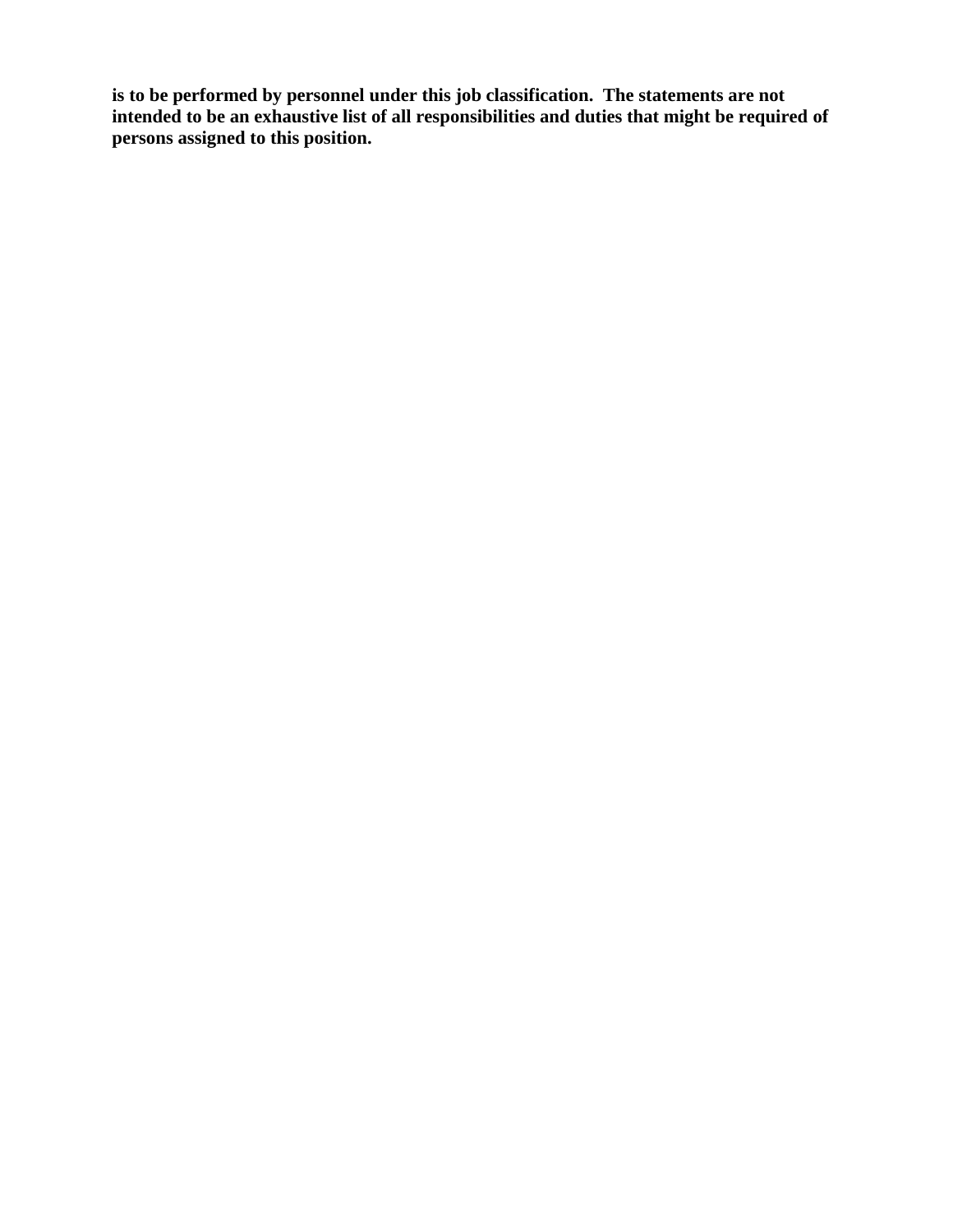**is to be performed by personnel under this job classification. The statements are not intended to be an exhaustive list of all responsibilities and duties that might be required of persons assigned to this position.**